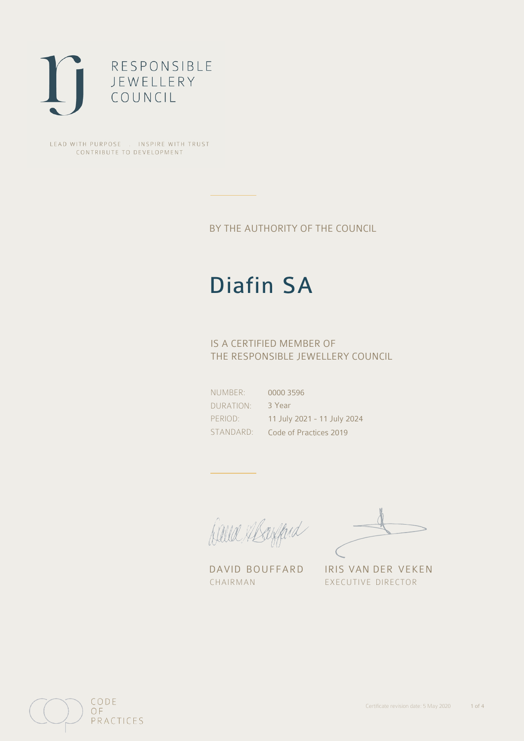RESPONSIBLE
JEWELLERY
COUNCIL

LEAD WITH PURPOSE . INSPIRE WITH TRUST
CONTRIBUTE TO DEVELOPMENT

BY THE AUTHORITY OF THE COUNCIL

# Diafin SA

IS A CERTIFIED MEMBER OF
THE RESPONSIBLE JEWELLERY COUNCIL

| | |
|---|---|
| NUMBER: | 0000 3596 |
| DURATION: | 3 Year |
| PERIOD: | 11 July 2021 - 11 July 2024 |
| STANDARD: | Code of Practices 2019 |

DAVID BOUFFARD
CHAIRMAN

IRIS VAN DER VEKEN
EXECUTIVE DIRECTOR

CODE OF PRACTICES

Certificate revision date: 5 May 2020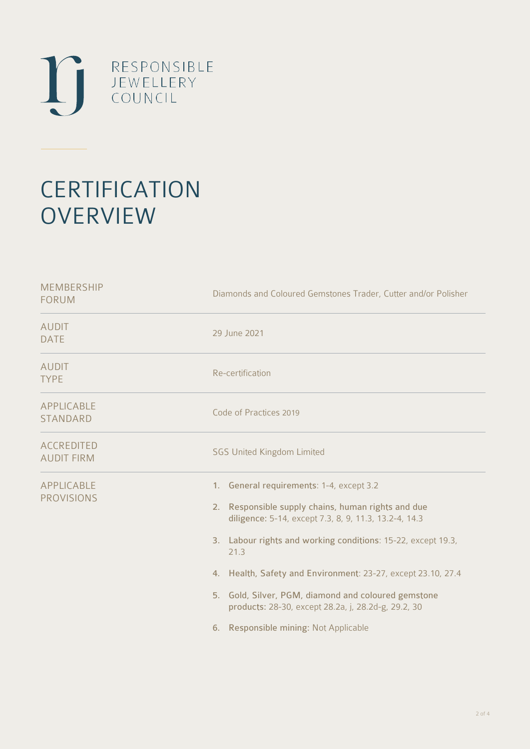RESPONSIBLE
JEWELLERY
COUNCIL

# CERTIFICATION OVERVIEW

| | |
|---|---|
| MEMBERSHIP FORUM | Diamonds and Coloured Gemstones Trader, Cutter and/or Polisher |
| AUDIT DATE | 29 June 2021 |
| AUDIT TYPE | Re-certification |
| APPLICABLE STANDARD | Code of Practices 2019 |
| ACCREDITED AUDIT FIRM | SGS United Kingdom Limited |
| APPLICABLE PROVISIONS | 1. **General requirements**: 1-4, except 3.2<br>2. **Responsible supply chains, human rights and due diligence**: 5-14, except 7.3, 8, 9, 11.3, 13.2-4, 14.3<br>3. **Labour rights and working conditions**: 15-22, except 19.3, 21.3<br>4. **Health, Safety and Environment**: 23-27, except 23.10, 27.4<br>5. **Gold, Silver, PGM, diamond and coloured gemstone products**: 28-30, except 28.2a, j, 28.2d-g, 29.2, 30<br>6. **Responsible mining**: Not Applicable |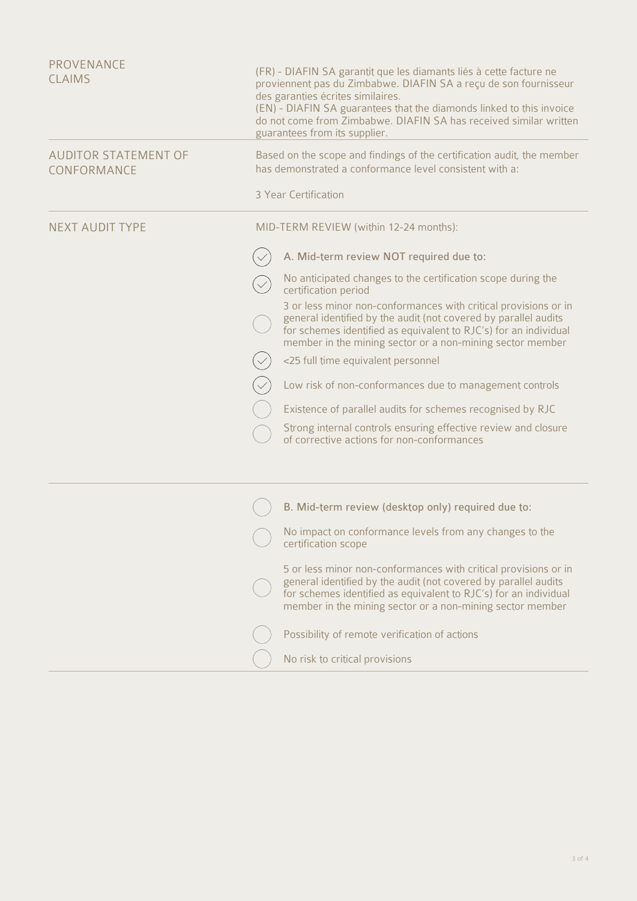| | |
|---|---|
| PROVENANCE CLAIMS | (FR) - DIAFIN SA garantit que les diamants liés à cette facture ne proviennent pas du Zimbabwe. DIAFIN SA a reçu de son fournisseur des garanties écrites similaires.<br>(EN) - DIAFIN SA guarantees that the diamonds linked to this invoice do not come from Zimbabwe. DIAFIN SA has received similar written guarantees from its supplier. |
| AUDITOR STATEMENT OF CONFORMANCE | Based on the scope and findings of the certification audit, the member has demonstrated a conformance level consistent with a:<br><br>3 Year Certification |
| NEXT AUDIT TYPE | MID-TERM REVIEW (within 12-24 months): |

- [x] **A. Mid-term review NOT required due to:**
- [x] No anticipated changes to the certification scope during the certification period
- [ ] 3 or less minor non-conformances with critical provisions or in general identified by the audit (not covered by parallel audits for schemes identified as equivalent to RJC's) for an individual member in the mining sector or a non-mining sector member
- [x] <25 full time equivalent personnel
- [x] Low risk of non-conformances due to management controls
- [ ] Existence of parallel audits for schemes recognised by RJC
- [ ] Strong internal controls ensuring effective review and closure of corrective actions for non-conformances

---

- [ ] **B. Mid-term review (desktop only) required due to:**
- [ ] No impact on conformance levels from any changes to the certification scope
- [ ] 5 or less minor non-conformances with critical provisions or in general identified by the audit (not covered by parallel audits for schemes identified as equivalent to RJC's) for an individual member in the mining sector or a non-mining sector member
- [ ] Possibility of remote verification of actions
- [ ] No risk to critical provisions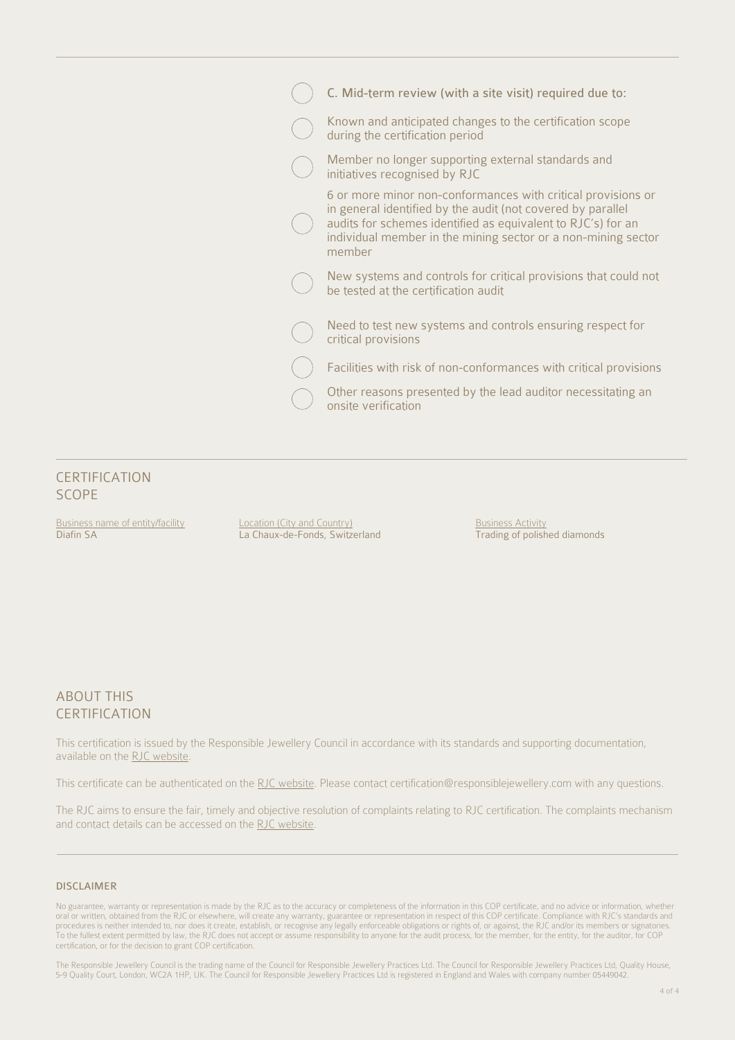C. Mid-term review (with a site visit) required due to:

- Known and anticipated changes to the certification scope during the certification period
- Member no longer supporting external standards and initiatives recognised by RJC
- 6 or more minor non-conformances with critical provisions or in general identified by the audit (not covered by parallel audits for schemes identified as equivalent to RJC's) for an individual member in the mining sector or a non-mining sector member
- New systems and controls for critical provisions that could not be tested at the certification audit
- Need to test new systems and controls ensuring respect for critical provisions
- Facilities with risk of non-conformances with critical provisions
- Other reasons presented by the lead auditor necessitating an onsite verification

## CERTIFICATION SCOPE

| Business name of entity/facility | Location (City and Country) | Business Activity |
| --- | --- | --- |
| Diafin SA | La Chaux-de-Fonds, Switzerland | Trading of polished diamonds |

## ABOUT THIS CERTIFICATION

This certification is issued by the Responsible Jewellery Council in accordance with its standards and supporting documentation, available on the RJC website.

This certificate can be authenticated on the RJC website. Please contact certification@responsiblejewellery.com with any questions.

The RJC aims to ensure the fair, timely and objective resolution of complaints relating to RJC certification. The complaints mechanism and contact details can be accessed on the RJC website.

### DISCLAIMER

No guarantee, warranty or representation is made by the RJC as to the accuracy or completeness of the information in this COP certificate, and no advice or information, whether oral or written, obtained from the RJC or elsewhere, will create any warranty, guarantee or representation in respect of this COP certificate. Compliance with RJC's standards and procedures is neither intended to, nor does it create, establish, or recognise any legally enforceable obligations or rights of, or against, the RJC and/or its members or signatories. To the fullest extent permitted by law, the RJC does not accept or assume responsibility to anyone for the audit process, for the member, for the entity, for the auditor, for COP certification, or for the decision to grant COP certification.

The Responsible Jewellery Council is the trading name of the Council for Responsible Jewellery Practices Ltd. The Council for Responsible Jewellery Practices Ltd, Quality House, 5-9 Quality Court, London, WC2A 1HP, UK. The Council for Responsible Jewellery Practices Ltd is registered in England and Wales with company number 05449042.